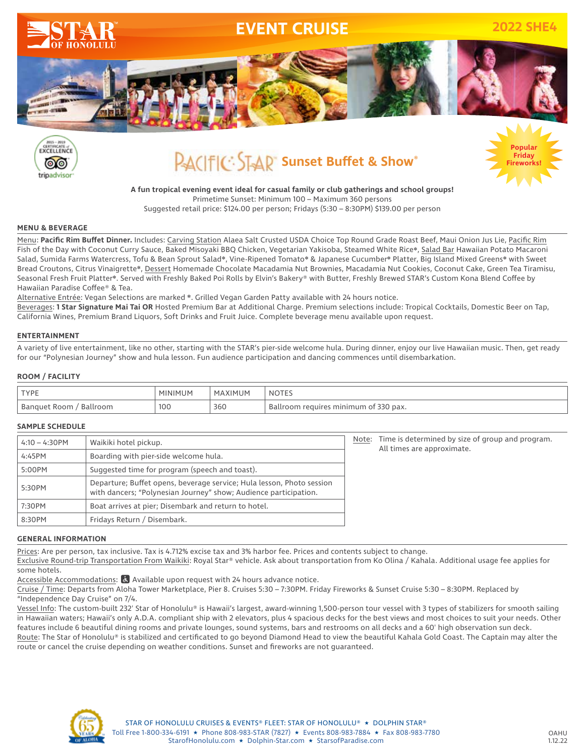# EVENT CRUISE

**2022 SHE4**

STAR OF HONOLULU

## PACIFIC STAR Sunset Buffet & Show®

Popular Friday Fireworks!

**A fun tropical evening event ideal for casual family or club gatherings and school groups!**
Primetime Sunset: Minimum 100 – Maximum 360 persons
Suggested retail price: $124.00 per person; Fridays (5:30 – 8:30PM) $139.00 per person

### MENU & BEVERAGE

Menu: **Pacific Rim Buffet Dinner.** Includes: Carving Station Alaea Salt Crusted USDA Choice Top Round Grade Roast Beef, Maui Onion Jus Lie, Pacific Rim Fish of the Day with Coconut Curry Sauce, Baked Misoyaki BBQ Chicken, Vegetarian Yakisoba, Steamed White Rice*, Salad Bar Hawaiian Potato Macaroni Salad, Sumida Farms Watercress, Tofu & Bean Sprout Salad*, Vine-Ripened Tomato* & Japanese Cucumber* Platter, Big Island Mixed Greens* with Sweet Bread Croutons, Citrus Vinaigrette*, Dessert Homemade Chocolate Macadamia Nut Brownies, Macadamia Nut Cookies, Coconut Cake, Green Tea Tiramisu, Seasonal Fresh Fruit Platter*. Served with Freshly Baked Poi Rolls by Elvin's Bakery® with Butter, Freshly Brewed STAR's Custom Kona Blend Coffee by Hawaiian Paradise Coffee® & Tea.

Alternative Entrée: Vegan Selections are marked *. Grilled Vegan Garden Patty available with 24 hours notice.

Beverages: **1 Star Signature Mai Tai OR** Hosted Premium Bar at Additional Charge. Premium selections include: Tropical Cocktails, Domestic Beer on Tap, California Wines, Premium Brand Liquors, Soft Drinks and Fruit Juice. Complete beverage menu available upon request.

### ENTERTAINMENT

A variety of live entertainment, like no other, starting with the STAR's pier-side welcome hula. During dinner, enjoy our live Hawaiian music. Then, get ready for our "Polynesian Journey" show and hula lesson. Fun audience participation and dancing commences until disembarkation.

### ROOM / FACILITY

| TYPE | MINIMUM | MAXIMUM | NOTES |
|---|---|---|---|
| Banquet Room / Ballroom | 100 | 360 | Ballroom requires minimum of 330 pax. |

### SAMPLE SCHEDULE

| | |
|---|---|
| 4:10 – 4:30PM | Waikiki hotel pickup. |
| 4:45PM | Boarding with pier-side welcome hula. |
| 5:00PM | Suggested time for program (speech and toast). |
| 5:30PM | Departure; Buffet opens, beverage service; Hula lesson, Photo session with dancers; "Polynesian Journey" show; Audience participation. |
| 7:30PM | Boat arrives at pier; Disembark and return to hotel. |
| 8:30PM | Fridays Return / Disembark. |

Note: Time is determined by size of group and program. All times are approximate.

### GENERAL INFORMATION

Prices: Are per person, tax inclusive. Tax is 4.712% excise tax and 3% harbor fee. Prices and contents subject to change.

Exclusive Round-trip Transportation From Waikiki: Royal Star® vehicle. Ask about transportation from Ko Olina / Kahala. Additional usage fee applies for some hotels.

Accessible Accommodations: Available upon request with 24 hours advance notice.

Cruise / Time: Departs from Aloha Tower Marketplace, Pier 8. Cruises 5:30 – 7:30PM. Friday Fireworks & Sunset Cruise 5:30 – 8:30PM. Replaced by "Independence Day Cruise" on 7/4.

Vessel Info: The custom-built 232' Star of Honolulu® is Hawaii's largest, award-winning 1,500-person tour vessel with 3 types of stabilizers for smooth sailing in Hawaiian waters; Hawaii's only A.D.A. compliant ship with 2 elevators, plus 4 spacious decks for the best views and most choices to suit your needs. Other features include 6 beautiful dining rooms and private lounges, sound systems, bars and restrooms on all decks and a 60' high observation sun deck.

Route: The Star of Honolulu® is stabilized and certificated to go beyond Diamond Head to view the beautiful Kahala Gold Coast. The Captain may alter the route or cancel the cruise depending on weather conditions. Sunset and fireworks are not guaranteed.

STAR OF HONOLULU CRUISES & EVENTS® FLEET: STAR OF HONOLULU® ★ DOLPHIN STAR®
Toll Free 1-800-334-6191 ★ Phone 808-983-STAR (7827) ★ Events 808-983-7884 ★ Fax 808-983-7780
StarofHonolulu.com ★ Dolphin-Star.com ★ StarsofParadise.com

OAHU 1.12.22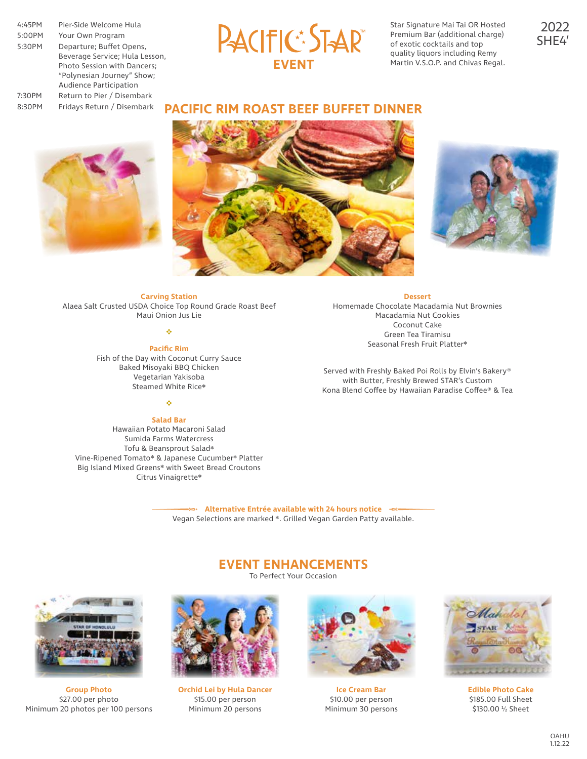| | |
|---|---|
| 4:45PM | Pier-Side Welcome Hula |
| 5:00PM | Your Own Program |
| 5:30PM | Departure; Buffet Opens, Beverage Service; Hula Lesson, Photo Session with Dancers; "Polynesian Journey" Show; Audience Participation |
| 7:30PM | Return to Pier / Disembark |
| 8:30PM | Fridays Return / Disembark |

# PACIFIC STAR™ EVENT

Star Signature Mai Tai OR Hosted Premium Bar (additional charge) of exotic cocktails and top quality liquors including Remy Martin V.S.O.P. and Chivas Regal.

2022 SHE4'

## PACIFIC RIM ROAST BEEF BUFFET DINNER

### Carving Station

Alaea Salt Crusted USDA Choice Top Round Grade Roast Beef
Maui Onion Jus Lie

### Pacific Rim

Fish of the Day with Coconut Curry Sauce
Baked Misoyaki BBQ Chicken
Vegetarian Yakisoba
Steamed White Rice*

### Salad Bar

Hawaiian Potato Macaroni Salad
Sumida Farms Watercress
Tofu & Beansprout Salad*
Vine-Ripened Tomato* & Japanese Cucumber* Platter
Big Island Mixed Greens* with Sweet Bread Croutons
Citrus Vinaigrette*

### Dessert

Homemade Chocolate Macadamia Nut Brownies
Macadamia Nut Cookies
Coconut Cake
Green Tea Tiramisu
Seasonal Fresh Fruit Platter*

Served with Freshly Baked Poi Rolls by Elvin's Bakery® with Butter, Freshly Brewed STAR's Custom Kona Blend Coffee by Hawaiian Paradise Coffee® & Tea

**Alternative Entrée available with 24 hours notice**

Vegan Selections are marked *. Grilled Vegan Garden Patty available.

## EVENT ENHANCEMENTS

To Perfect Your Occasion

**Group Photo**
$27.00 per photo
Minimum 20 photos per 100 persons

**Orchid Lei by Hula Dancer**
$15.00 per person
Minimum 20 persons

**Ice Cream Bar**
$10.00 per person
Minimum 30 persons

**Edible Photo Cake**
$185.00 Full Sheet
$130.00 ½ Sheet

OAHU
1.12.22